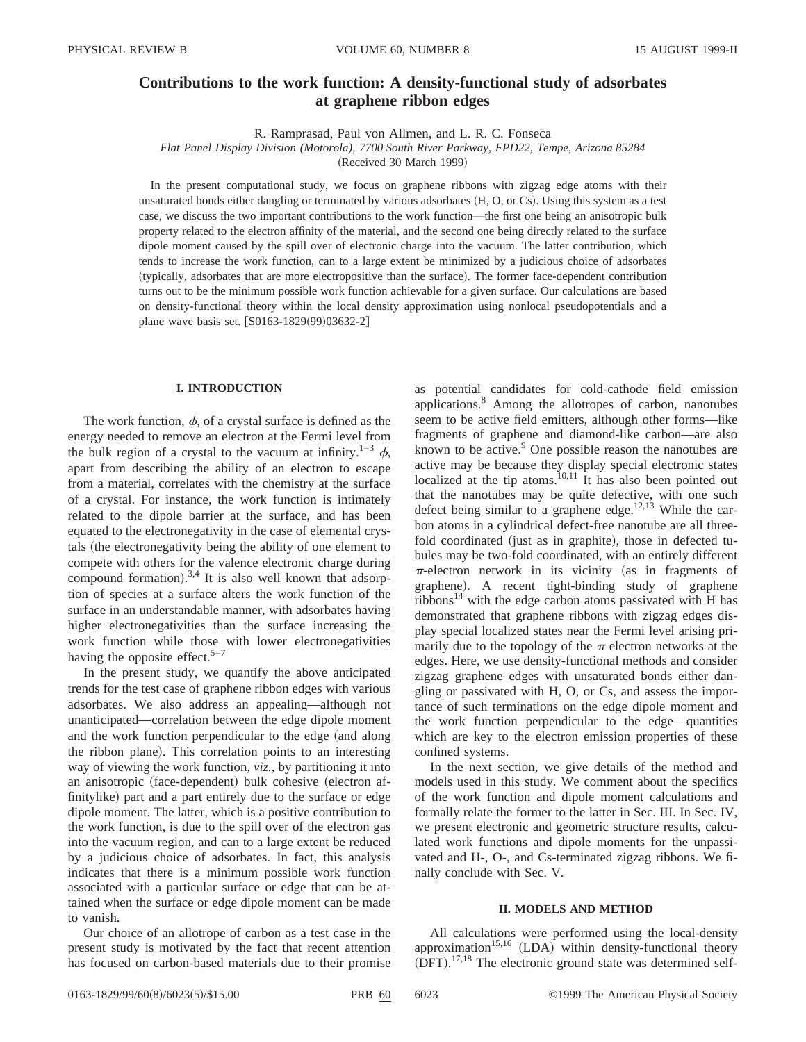# Contributions to the work function: A density-functional study of adsorbates at graphene ribbon edges

R. Ramprasad, Paul von Allmen, and L. R. C. Fonseca

*Flat Panel Display Division (Motorola), 7700 South River Parkway, FPD22, Tempe, Arizona 85284*

(Received 30 March 1999)

In the present computational study, we focus on graphene ribbons with zigzag edge atoms with their unsaturated bonds either dangling or terminated by various adsorbates (H, O, or Cs). Using this system as a test case, we discuss the two important contributions to the work function—the first one being an anisotropic bulk property related to the electron affinity of the material, and the second one being directly related to the surface dipole moment caused by the spill over of electronic charge into the vacuum. The latter contribution, which tends to increase the work function, can to a large extent be minimized by a judicious choice of adsorbates (typically, adsorbates that are more electropositive than the surface). The former face-dependent contribution turns out to be the minimum possible work function achievable for a given surface. Our calculations are based on density-functional theory within the local density approximation using nonlocal pseudopotentials and a plane wave basis set. [S0163-1829(99)03632-2]

## I. INTRODUCTION

The work function, $\phi$, of a crystal surface is defined as the energy needed to remove an electron at the Fermi level from the bulk region of a crystal to the vacuum at infinity.[1–3] $\phi$, apart from describing the ability of an electron to escape from a material, correlates with the chemistry at the surface of a crystal. For instance, the work function is intimately related to the dipole barrier at the surface, and has been equated to the electronegativity in the case of elemental crystals (the electronegativity being the ability of one element to compete with others for the valence electronic charge during compound formation).[3,4] It is also well known that adsorption of species at a surface alters the work function of the surface in an understandable manner, with adsorbates having higher electronegativities than the surface increasing the work function while those with lower electronegativities having the opposite effect.[5–7]

In the present study, we quantify the above anticipated trends for the test case of graphene ribbon edges with various adsorbates. We also address an appealing—although not unanticipated—correlation between the edge dipole moment and the work function perpendicular to the edge (and along the ribbon plane). This correlation points to an interesting way of viewing the work function, *viz.*, by partitioning it into an anisotropic (face-dependent) bulk cohesive (electron affinitylike) part and a part entirely due to the surface or edge dipole moment. The latter, which is a positive contribution to the work function, is due to the spill over of the electron gas into the vacuum region, and can to a large extent be reduced by a judicious choice of adsorbates. In fact, this analysis indicates that there is a minimum possible work function associated with a particular surface or edge that can be attained when the surface or edge dipole moment can be made to vanish.

Our choice of an allotrope of carbon as a test case in the present study is motivated by the fact that recent attention has focused on carbon-based materials due to their promise as potential candidates for cold-cathode field emission applications.[8] Among the allotropes of carbon, nanotubes seem to be active field emitters, although other forms—like fragments of graphene and diamond-like carbon—are also known to be active.[9] One possible reason the nanotubes are active may be because they display special electronic states localized at the tip atoms.[10,11] It has also been pointed out that the nanotubes may be quite defective, with one such defect being similar to a graphene edge.[12,13] While the carbon atoms in a cylindrical defect-free nanotube are all threefold coordinated (just as in graphite), those in defected tubules may be two-fold coordinated, with an entirely different $\pi$-electron network in its vicinity (as in fragments of graphene). A recent tight-binding study of graphene ribbons[14] with the edge carbon atoms passivated with H has demonstrated that graphene ribbons with zigzag edges display special localized states near the Fermi level arising primarily due to the topology of the $\pi$ electron networks at the edges. Here, we use density-functional methods and consider zigzag graphene edges with unsaturated bonds either dangling or passivated with H, O, or Cs, and assess the importance of such terminations on the edge dipole moment and the work function perpendicular to the edge—quantities which are key to the electron emission properties of these confined systems.

In the next section, we give details of the method and models used in this study. We comment about the specifics of the work function and dipole moment calculations and formally relate the former to the latter in Sec. III. In Sec. IV, we present electronic and geometric structure results, calculated work functions and dipole moments for the unpassivated and H-, O-, and Cs-terminated zigzag ribbons. We finally conclude with Sec. V.

## II. MODELS AND METHOD

All calculations were performed using the local-density approximation[15,16] (LDA) within density-functional theory (DFT).[17,18] The electronic ground state was determined self-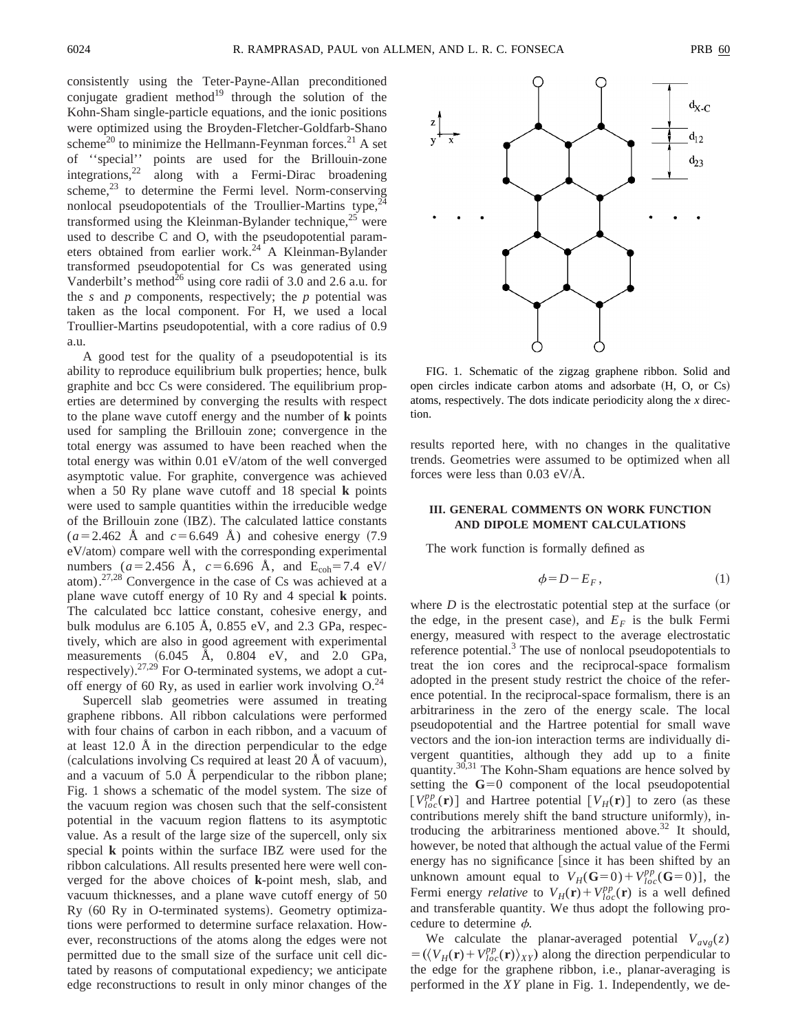consistently using the Teter-Payne-Allan preconditioned conjugate gradient method[19] through the solution of the Kohn-Sham single-particle equations, and the ionic positions were optimized using the Broyden-Fletcher-Goldfarb-Shano scheme[20] to minimize the Hellmann-Feynman forces.[21] A set of ''special'' points are used for the Brillouin-zone integrations,[22] along with a Fermi-Dirac broadening scheme,[23] to determine the Fermi level. Norm-conserving nonlocal pseudopotentials of the Troullier-Martins type,[24] transformed using the Kleinman-Bylander technique,[25] were used to describe C and O, with the pseudopotential parameters obtained from earlier work.[24] A Kleinman-Bylander transformed pseudopotential for Cs was generated using Vanderbilt's method[26] using core radii of 3.0 and 2.6 a.u. for the *s* and *p* components, respectively; the *p* potential was taken as the local Troullier-Martins pseudopotential. For H, we used a local Troullier-Martins pseudopotential, with a core radius of 0.9 a.u.

A good test for the quality of a pseudopotential is its ability to reproduce equilibrium bulk properties; hence, bulk graphite and bcc Cs were considered. The equilibrium properties are determined by converging the results with respect to the plane wave cutoff energy and the number of **k** points used for sampling the Brillouin zone; convergence in the total energy was assumed to have been reached when the total energy was within 0.01 eV/atom of the well converged asymptotic value. For graphite, convergence was achieved when a 50 Ry plane wave cutoff and 18 special **k** points were used to sample quantities within the irreducible wedge of the Brillouin zone (IBZ). The calculated lattice constants ($a=2.462$ Å and $c=6.649$ Å) and cohesive energy (7.9 eV/atom) compare well with the corresponding experimental numbers ($a=2.456$ Å, $c=6.696$ Å, and $E_{coh}=7.4$ eV/atom).[27,28] Convergence in the case of Cs was achieved at a plane wave cutoff energy of 10 Ry and 4 special **k** points. The calculated bcc lattice constant, cohesive energy, and bulk modulus are 6.105 Å, 0.855 eV, and 2.3 GPa, respectively, which are also in good agreement with experimental measurements (6.045 Å, 0.804 eV, and 2.0 GPa, respectively).[27,29] For O-terminated systems, we adopt a cutoff energy of 60 Ry, as used in earlier work involving O.[24]

Supercell slab geometries were assumed in treating graphene ribbons. All ribbon calculations were performed with four chains of carbon in each ribbon, and a vacuum of at least 12.0 Å in the direction perpendicular to the edge (calculations involving Cs required at least 20 Å of vacuum), and a vacuum of 5.0 Å perpendicular to the ribbon plane; Fig. 1 shows a schematic of the model system. The size of the vacuum region was chosen such that the self-consistent potential in the vacuum region flattens to its asymptotic value. As a result of the large size of the supercell, only six special **k** points within the surface IBZ were used for the ribbon calculations. All results presented here were well converged for the above choices of **k**-point mesh, slab, and vacuum thicknesses, and a plane wave cutoff energy of 50 Ry (60 Ry in O-terminated systems). Geometry optimizations were performed to determine surface relaxation. However, reconstructions of the atoms along the edges were not permitted due to the small size of the surface unit cell dictated by reasons of computational expediency; we anticipate edge reconstructions to result in only minor changes of the results reported here, with no changes in the qualitative trends. Geometries were assumed to be optimized when all forces were less than 0.03 eV/Å.

FIG. 1. Schematic of the zigzag graphene ribbon. Solid and open circles indicate carbon atoms and adsorbate (H, O, or Cs) atoms, respectively. The dots indicate periodicity along the *x* direction.

## III. GENERAL COMMENTS ON WORK FUNCTION AND DIPOLE MOMENT CALCULATIONS

The work function is formally defined as

$$\phi = D - E_F, \tag{1}$$

where $D$ is the electrostatic potential step at the surface (or the edge, in the present case), and $E_F$ is the bulk Fermi energy, measured with respect to the average electrostatic reference potential.[3] The use of nonlocal pseudopotentials to treat the ion cores and the reciprocal-space formalism adopted in the present study restrict the choice of the reference potential. In the reciprocal-space formalism, there is an arbitrariness in the zero of the energy scale. The local pseudopotential and the Hartree potential for small wave vectors and the ion-ion interaction terms are individually divergent quantities, although they add up to a finite quantity.[30,31] The Kohn-Sham equations are hence solved by setting the $\mathbf{G}=0$ component of the local pseudopotential $[V_{loc}^{pp}(\mathbf{r})]$ and Hartree potential $[V_H(\mathbf{r})]$ to zero (as these contributions merely shift the band structure uniformly), introducing the arbitrariness mentioned above.[32] It should, however, be noted that although the actual value of the Fermi energy has no significance [since it has been shifted by an unknown amount equal to $V_H(\mathbf{G}=0)+V_{loc}^{pp}(\mathbf{G}=0)$], the Fermi energy *relative* to $V_H(\mathbf{r})+V_{loc}^{pp}(\mathbf{r})$ is a well defined and transferable quantity. We thus adopt the following procedure to determine $\phi$.

We calculate the planar-averaged potential $V_{avg}(z) = (\langle V_H(\mathbf{r})+V_{loc}^{pp}(\mathbf{r})\rangle_{XY})$ along the direction perpendicular to the edge for the graphene ribbon, i.e., planar-averaging is performed in the $XY$ plane in Fig. 1. Independently, we de-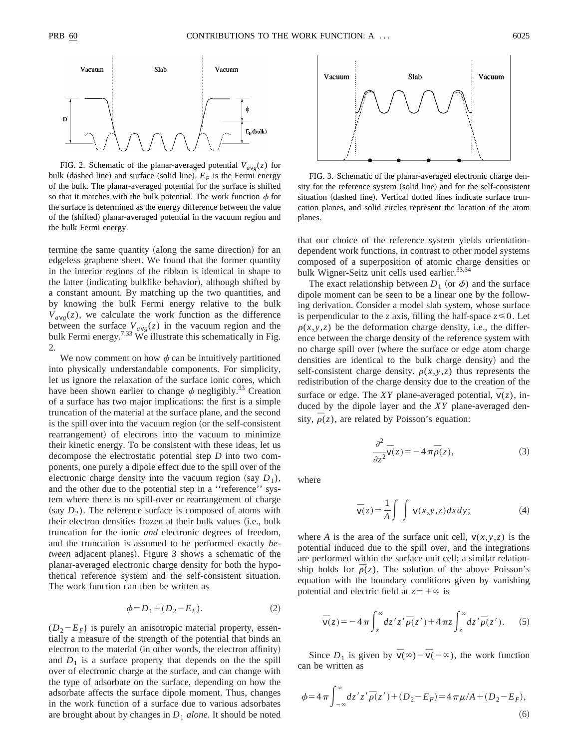FIG. 2. Schematic of the planar-averaged potential $V_{avg}(z)$ for bulk (dashed line) and surface (solid line). $E_F$ is the Fermi energy of the bulk. The planar-averaged potential for the surface is shifted so that it matches with the bulk potential. The work function $\phi$ for the surface is determined as the energy difference between the value of the (shifted) planar-averaged potential in the vacuum region and the bulk Fermi energy.

termine the same quantity (along the same direction) for an edgeless graphene sheet. We found that the former quantity in the interior regions of the ribbon is identical in shape to the latter (indicating bulklike behavior), although shifted by a constant amount. By matching up the two quantities, and by knowing the bulk Fermi energy relative to the bulk $V_{avg}(z)$, we calculate the work function as the difference between the surface $V_{avg}(z)$ in the vacuum region and the bulk Fermi energy.[7,33] We illustrate this schematically in Fig. 2.

We now comment on how $\phi$ can be intuitively partitioned into physically understandable components. For simplicity, let us ignore the relaxation of the surface ionic cores, which have been shown earlier to change $\phi$ negligibly.[33] Creation of a surface has two major implications: the first is a simple truncation of the material at the surface plane, and the second is the spill over into the vacuum region (or the self-consistent rearrangement) of electrons into the vacuum to minimize their kinetic energy. To be consistent with these ideas, let us decompose the electrostatic potential step $D$ into two components, one purely a dipole effect due to the spill over of the electronic charge density into the vacuum region (say $D_1$), and the other due to the potential step in a ''reference'' system where there is no spill-over or rearrangement of charge (say $D_2$). The reference surface is composed of atoms with their electron densities frozen at their bulk values (i.e., bulk truncation for the ionic *and* electronic degrees of freedom, and the truncation is assumed to be performed exactly *between* adjacent planes). Figure 3 shows a schematic of the planar-averaged electronic charge density for both the hypothetical reference system and the self-consistent situation. The work function can then be written as

$$\phi = D_1 + (D_2 - E_F). \tag{2}$$

$(D_2 - E_F)$ is purely an anisotropic material property, essentially a measure of the strength of the potential that binds an electron to the material (in other words, the electron affinity) and $D_1$ is a surface property that depends on the the spill over of electronic charge at the surface, and can change with the type of adsorbate on the surface, depending on how the adsorbate affects the surface dipole moment. Thus, changes in the work function of a surface due to various adsorbates are brought about by changes in $D_1$ *alone*. It should be noted

FIG. 3. Schematic of the planar-averaged electronic charge density for the reference system (solid line) and for the self-consistent situation (dashed line). Vertical dotted lines indicate surface truncation planes, and solid circles represent the location of the atom planes.

that our choice of the reference system yields orientation-dependent work functions, in contrast to other model systems composed of a superposition of atomic charge densities or bulk Wigner-Seitz unit cells used earlier.[33,34]

The exact relationship between $D_1$ (or $\phi$) and the surface dipole moment can be seen to be a linear one by the following derivation. Consider a model slab system, whose surface is perpendicular to the $z$ axis, filling the half-space $z \leqslant 0$. Let $\rho(x,y,z)$ be the deformation charge density, i.e., the difference between the charge density of the reference system with no charge spill over (where the surface or edge atom charge densities are identical to the bulk charge density) and the self-consistent charge density. $\rho(x,y,z)$ thus represents the redistribution of the charge density due to the creation of the surface or edge. The $XY$ plane-averaged potential, $\overline{v}(z)$, induced by the dipole layer and the $XY$ plane-averaged density, $\overline{\rho}(z)$, are related by Poisson's equation:

$$\frac{\partial^2}{\partial z^2}\overline{v}(z) = -4\pi\overline{\rho}(z), \tag{3}$$

where

$$\overline{v}(z) = \frac{1}{A}\int\int v(x,y,z)\,dx\,dy; \tag{4}$$

where $A$ is the area of the surface unit cell, $v(x,y,z)$ is the potential induced due to the spill over, and the integrations are performed within the surface unit cell; a similar relationship holds for $\overline{\rho}(z)$. The solution of the above Poisson's equation with the boundary conditions given by vanishing potential and electric field at $z = +\infty$ is

$$\overline{v}(z) = -4\pi\int_z^\infty dz'\,z'\,\overline{\rho}(z') + 4\pi z\int_z^\infty dz'\,\overline{\rho}(z'). \tag{5}$$

Since $D_1$ is given by $\overline{v}(\infty) - \overline{v}(-\infty)$, the work function can be written as

$$\phi = 4\pi\int_{-\infty}^\infty dz'\,z'\,\overline{\rho}(z') + (D_2 - E_F) = 4\pi\mu/A + (D_2 - E_F), \tag{6}$$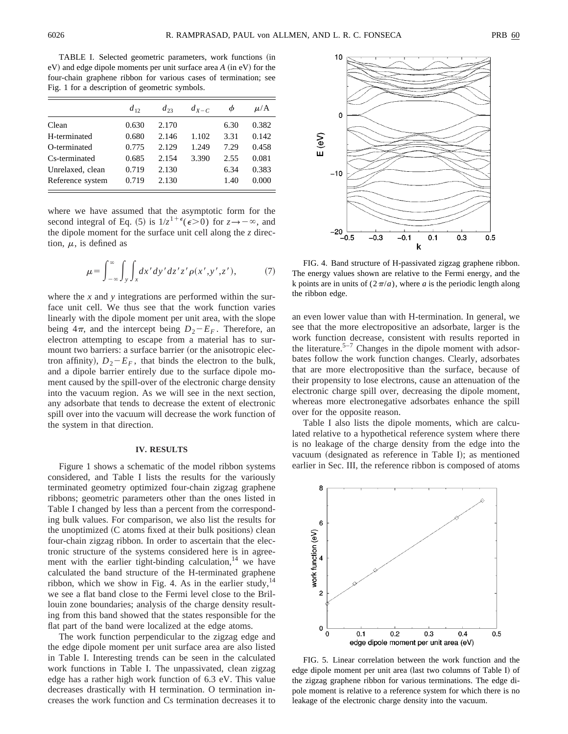TABLE I. Selected geometric parameters, work functions (in eV) and edge dipole moments per unit surface area $A$ (in eV) for the four-chain graphene ribbon for various cases of termination; see Fig. 1 for a description of geometric symbols.

| | $d_{12}$ | $d_{23}$ | $d_{X-C}$ | $\phi$ | $\mu$/A |
|---|---|---|---|---|---|
| Clean | 0.630 | 2.170 | | 6.30 | 0.382 |
| H-terminated | 0.680 | 2.146 | 1.102 | 3.31 | 0.142 |
| O-terminated | 0.775 | 2.129 | 1.249 | 7.29 | 0.458 |
| Cs-terminated | 0.685 | 2.154 | 3.390 | 2.55 | 0.081 |
| Unrelaxed, clean | 0.719 | 2.130 | | 6.34 | 0.383 |
| Reference system | 0.719 | 2.130 | | 1.40 | 0.000 |

where we have assumed that the asymptotic form for the second integral of Eq. (5) is $1/z^{1+\epsilon}(\epsilon>0)$ for $z\rightarrow-\infty$, and the dipole moment for the surface unit cell along the $z$ direction, $\mu$, is defined as

$$\mu=\int_{-\infty}^{\infty}\int_{y}\int_{x}dx'dy'dz'z'\rho(x',y',z'), \qquad (7)$$

where the $x$ and $y$ integrations are performed within the surface unit cell. We thus see that the work function varies linearly with the dipole moment per unit area, with the slope being $4\pi$, and the intercept being $D_2-E_F$. Therefore, an electron attempting to escape from a material has to surmount two barriers: a surface barrier (or the anisotropic electron affinity), $D_2-E_F$, that binds the electron to the bulk, and a dipole barrier entirely due to the surface dipole moment caused by the spill-over of the electronic charge density into the vacuum region. As we will see in the next section, any adsorbate that tends to decrease the extent of electronic spill over into the vacuum will decrease the work function of the system in that direction.

## IV. RESULTS

Figure 1 shows a schematic of the model ribbon systems considered, and Table I lists the results for the variously terminated geometry optimized four-chain zigzag graphene ribbons; geometric parameters other than the ones listed in Table I changed by less than a percent from the corresponding bulk values. For comparison, we also list the results for the unoptimized (C atoms fixed at their bulk positions) clean four-chain zigzag ribbon. In order to ascertain that the electronic structure of the systems considered here is in agreement with the earlier tight-binding calculation,[14] we have calculated the band structure of the H-terminated graphene ribbon, which we show in Fig. 4. As in the earlier study,[14] we see a flat band close to the Fermi level close to the Brillouin zone boundaries; analysis of the charge density resulting from this band showed that the states responsible for the flat part of the band were localized at the edge atoms.

The work function perpendicular to the zigzag edge and the edge dipole moment per unit surface area are also listed in Table I. Interesting trends can be seen in the calculated work functions in Table I. The unpassivated, clean zigzag edge has a rather high work function of 6.3 eV. This value decreases drastically with H termination. O termination increases the work function and Cs termination decreases it to an even lower value than with H-termination. In general, we see that the more electropositive an adsorbate, larger is the work function decrease, consistent with results reported in the literature.[5–7] Changes in the dipole moment with adsorbates follow the work function changes. Clearly, adsorbates that are more electropositive than the surface, because of their propensity to lose electrons, cause an attenuation of the electronic charge spill over, decreasing the dipole moment, whereas more electronegative adsorbates enhance the spill over for the opposite reason.

Table I also lists the dipole moments, which are calculated relative to a hypothetical reference system where there is no leakage of the charge density from the edge into the vacuum (designated as reference in Table I); as mentioned earlier in Sec. III, the reference ribbon is composed of atoms

FIG. 4. Band structure of H-passivated zigzag graphene ribbon. The energy values shown are relative to the Fermi energy, and the k points are in units of $(2\pi/a)$, where $a$ is the periodic length along the ribbon edge.

FIG. 5. Linear correlation between the work function and the edge dipole moment per unit area (last two columns of Table I) of the zigzag graphene ribbon for various terminations. The edge dipole moment is relative to a reference system for which there is no leakage of the electronic charge density into the vacuum.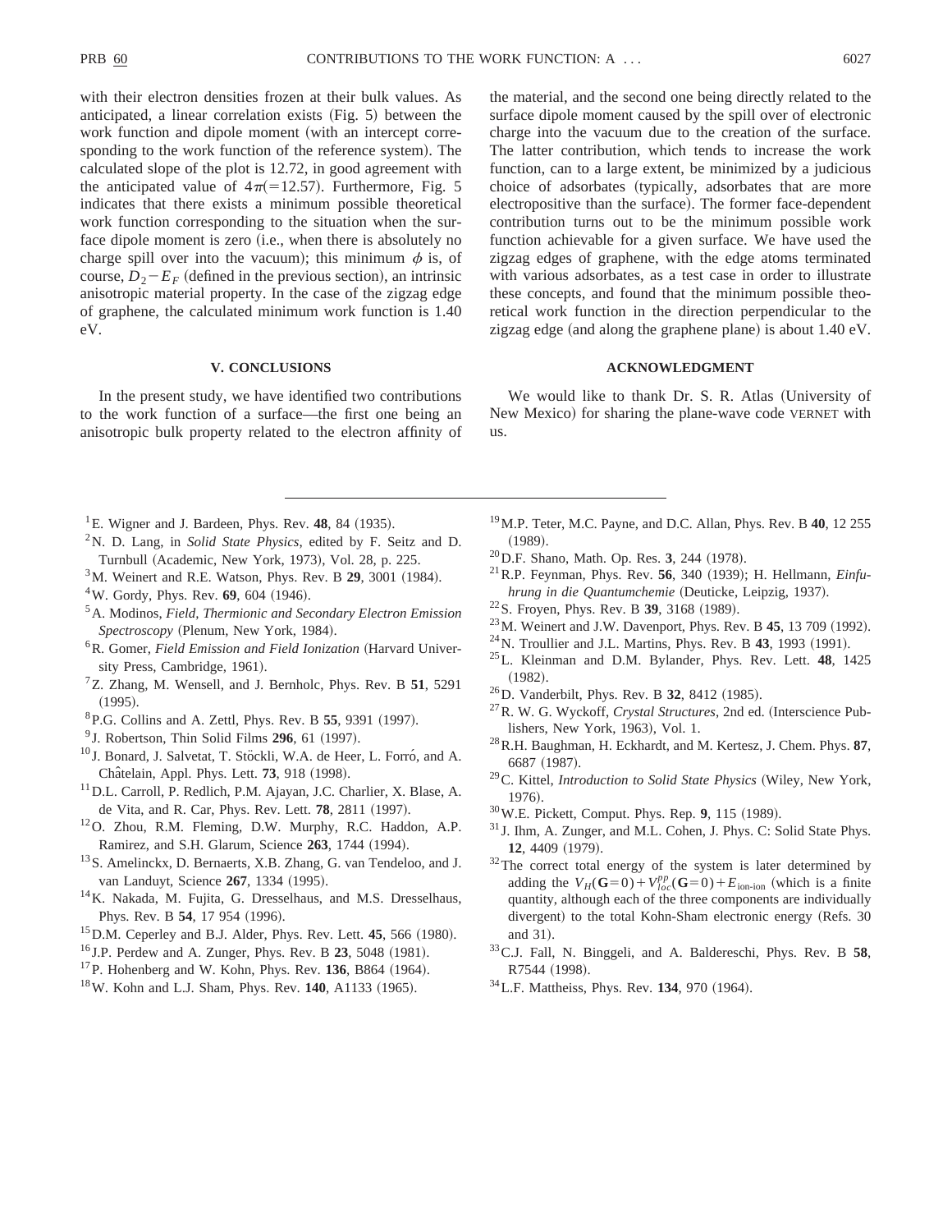with their electron densities frozen at their bulk values. As anticipated, a linear correlation exists (Fig. 5) between the work function and dipole moment (with an intercept corresponding to the work function of the reference system). The calculated slope of the plot is 12.72, in good agreement with the anticipated value of $4\pi(=12.57)$. Furthermore, Fig. 5 indicates that there exists a minimum possible theoretical work function corresponding to the situation when the surface dipole moment is zero (i.e., when there is absolutely no charge spill over into the vacuum); this minimum $\phi$ is, of course, $D_2 - E_F$ (defined in the previous section), an intrinsic anisotropic material property. In the case of the zigzag edge of graphene, the calculated minimum work function is 1.40 eV.

## V. CONCLUSIONS

In the present study, we have identified two contributions to the work function of a surface—the first one being an anisotropic bulk property related to the electron affinity of the material, and the second one being directly related to the surface dipole moment caused by the spill over of electronic charge into the vacuum due to the creation of the surface. The latter contribution, which tends to increase the work function, can to a large extent, be minimized by a judicious choice of adsorbates (typically, adsorbates that are more electropositive than the surface). The former face-dependent contribution turns out to be the minimum possible work function achievable for a given surface. We have used the zigzag edges of graphene, with the edge atoms terminated with various adsorbates, as a test case in order to illustrate these concepts, and found that the minimum possible theoretical work function in the direction perpendicular to the zigzag edge (and along the graphene plane) is about 1.40 eV.

## ACKNOWLEDGMENT

We would like to thank Dr. S. R. Atlas (University of New Mexico) for sharing the plane-wave code VERNET with us.

---

[1] E. Wigner and J. Bardeen, Phys. Rev. **48**, 84 (1935).

[2] N. D. Lang, in *Solid State Physics*, edited by F. Seitz and D. Turnbull (Academic, New York, 1973), Vol. 28, p. 225.

[3] M. Weinert and R.E. Watson, Phys. Rev. B **29**, 3001 (1984).

[4] W. Gordy, Phys. Rev. **69**, 604 (1946).

[5] A. Modinos, *Field, Thermionic and Secondary Electron Emission Spectroscopy* (Plenum, New York, 1984).

[6] R. Gomer, *Field Emission and Field Ionization* (Harvard University Press, Cambridge, 1961).

[7] Z. Zhang, M. Wensell, and J. Bernholc, Phys. Rev. B **51**, 5291 (1995).

[8] P.G. Collins and A. Zettl, Phys. Rev. B **55**, 9391 (1997).

[9] J. Robertson, Thin Solid Films **296**, 61 (1997).

[10] J. Bonard, J. Salvetat, T. Stöckli, W.A. de Heer, L. Forró, and A. Châtelain, Appl. Phys. Lett. **73**, 918 (1998).

[11] D.L. Carroll, P. Redlich, P.M. Ajayan, J.C. Charlier, X. Blase, A. de Vita, and R. Car, Phys. Rev. Lett. **78**, 2811 (1997).

[12] O. Zhou, R.M. Fleming, D.W. Murphy, R.C. Haddon, A.P. Ramirez, and S.H. Glarum, Science **263**, 1744 (1994).

[13] S. Amelinckx, D. Bernaerts, X.B. Zhang, G. van Tendeloo, and J. van Landuyt, Science **267**, 1334 (1995).

[14] K. Nakada, M. Fujita, G. Dresselhaus, and M.S. Dresselhaus, Phys. Rev. B **54**, 17 954 (1996).

[15] D.M. Ceperley and B.J. Alder, Phys. Rev. Lett. **45**, 566 (1980).

[16] J.P. Perdew and A. Zunger, Phys. Rev. B **23**, 5048 (1981).

[17] P. Hohenberg and W. Kohn, Phys. Rev. **136**, B864 (1964).

[18] W. Kohn and L.J. Sham, Phys. Rev. **140**, A1133 (1965).

[19] M.P. Teter, M.C. Payne, and D.C. Allan, Phys. Rev. B **40**, 12 255 (1989).

[20] D.F. Shano, Math. Op. Res. **3**, 244 (1978).

[21] R.P. Feynman, Phys. Rev. **56**, 340 (1939); H. Hellmann, *Einfuhrung in die Quantumchemie* (Deuticke, Leipzig, 1937).

[22] S. Froyen, Phys. Rev. B **39**, 3168 (1989).

[23] M. Weinert and J.W. Davenport, Phys. Rev. B **45**, 13 709 (1992).

[24] N. Troullier and J.L. Martins, Phys. Rev. B **43**, 1993 (1991).

[25] L. Kleinman and D.M. Bylander, Phys. Rev. Lett. **48**, 1425 (1982).

[26] D. Vanderbilt, Phys. Rev. B **32**, 8412 (1985).

[27] R. W. G. Wyckoff, *Crystal Structures*, 2nd ed. (Interscience Publishers, New York, 1963), Vol. 1.

[28] R.H. Baughman, H. Eckhardt, and M. Kertesz, J. Chem. Phys. **87**, 6687 (1987).

[29] C. Kittel, *Introduction to Solid State Physics* (Wiley, New York, 1976).

[30] W.E. Pickett, Comput. Phys. Rep. **9**, 115 (1989).

[31] J. Ihm, A. Zunger, and M.L. Cohen, J. Phys. C: Solid State Phys. **12**, 4409 (1979).

[32] The correct total energy of the system is later determined by adding the $V_H(\mathbf{G}=0)+V_{loc}^{pp}(\mathbf{G}=0)+E_{\text{ion-ion}}$ (which is a finite quantity, although each of the three components are individually divergent) to the total Kohn-Sham electronic energy (Refs. 30 and 31).

[33] C.J. Fall, N. Binggeli, and A. Baldereschi, Phys. Rev. B **58**, R7544 (1998).

[34] L.F. Mattheiss, Phys. Rev. **134**, 970 (1964).